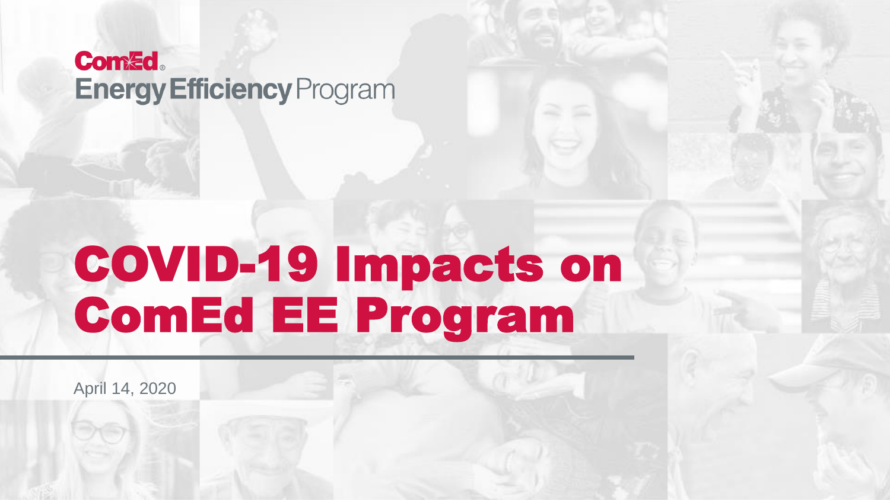ComEd Energy Efficiency Program

# COVID-19 Impacts on ComEd EE Program

April 14, 2020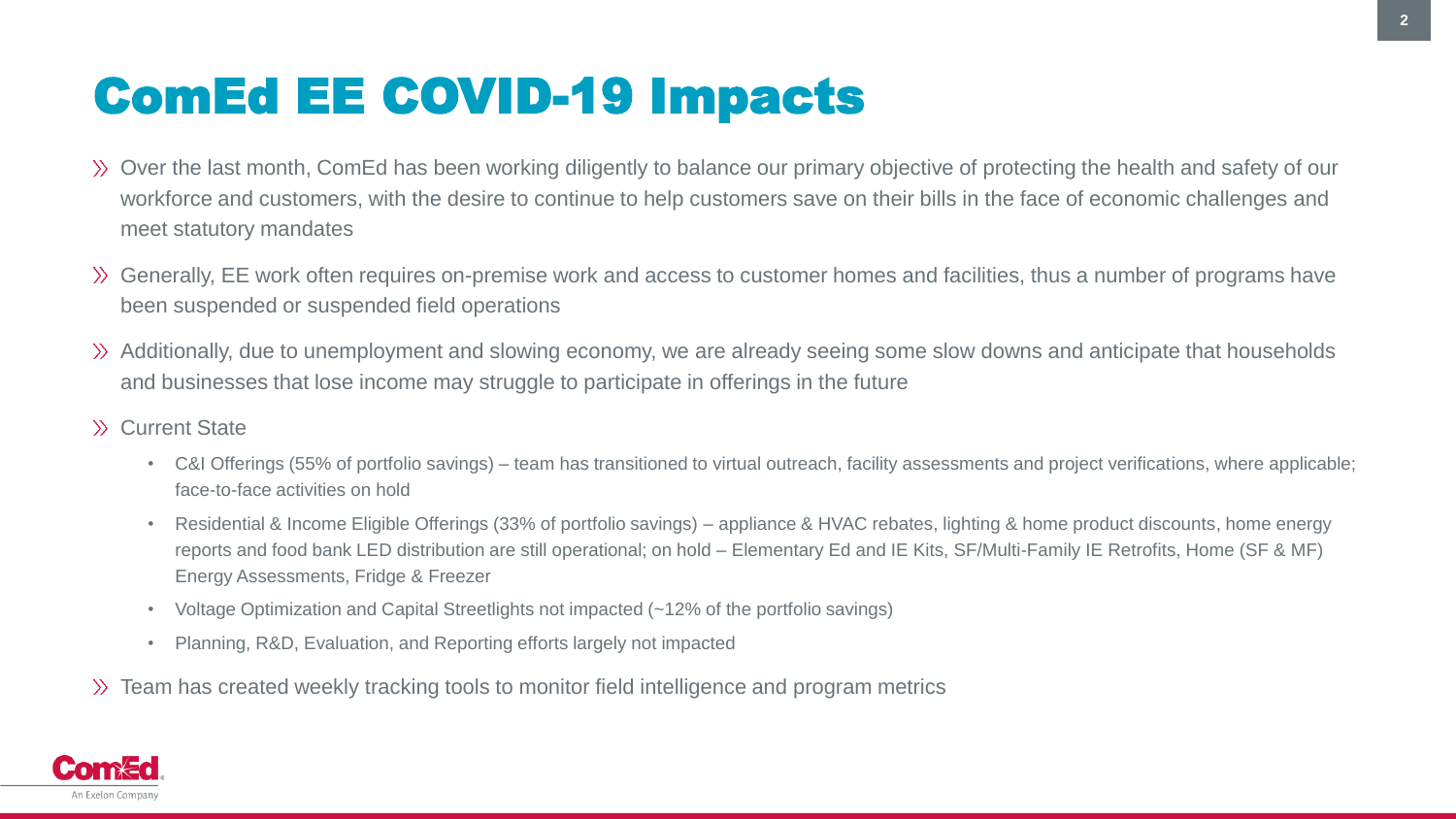# ComEd EE COVID-19 Impacts

- Over the last month, ComEd has been working diligently to balance our primary objective of protecting the health and safety of our workforce and customers, with the desire to continue to help customers save on their bills in the face of economic challenges and meet statutory mandates
- Generally, EE work often requires on-premise work and access to customer homes and facilities, thus a number of programs have been suspended or suspended field operations
- Additionally, due to unemployment and slowing economy, we are already seeing some slow downs and anticipate that households and businesses that lose income may struggle to participate in offerings in the future
- Current State
  - C&I Offerings (55% of portfolio savings) – team has transitioned to virtual outreach, facility assessments and project verifications, where applicable; face-to-face activities on hold
  - Residential & Income Eligible Offerings (33% of portfolio savings) – appliance & HVAC rebates, lighting & home product discounts, home energy reports and food bank LED distribution are still operational; on hold – Elementary Ed and IE Kits, SF/Multi-Family IE Retrofits, Home (SF & MF) Energy Assessments, Fridge & Freezer
  - Voltage Optimization and Capital Streetlights not impacted (~12% of the portfolio savings)
  - Planning, R&D, Evaluation, and Reporting efforts largely not impacted
- Team has created weekly tracking tools to monitor field intelligence and program metrics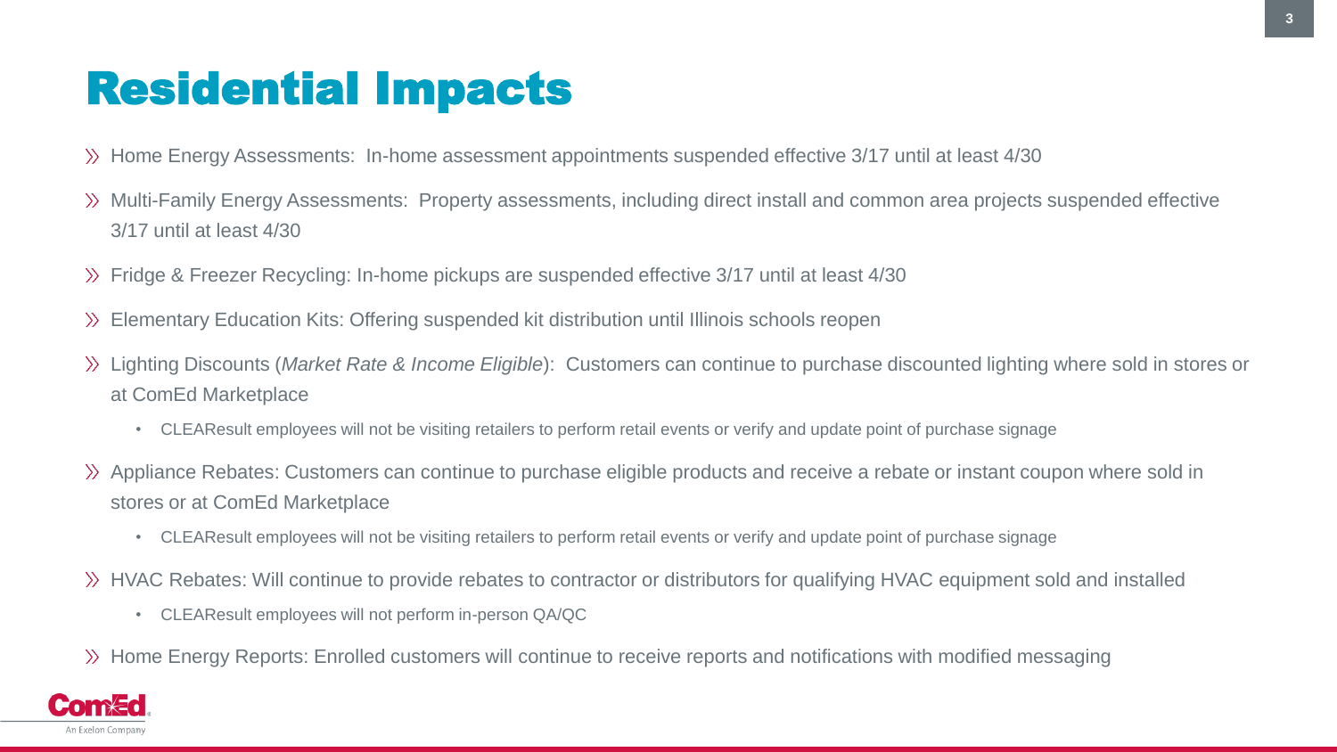# Residential Impacts

- Home Energy Assessments: In-home assessment appointments suspended effective 3/17 until at least 4/30
- Multi-Family Energy Assessments: Property assessments, including direct install and common area projects suspended effective 3/17 until at least 4/30
- Fridge & Freezer Recycling: In-home pickups are suspended effective 3/17 until at least 4/30
- Elementary Education Kits: Offering suspended kit distribution until Illinois schools reopen
- Lighting Discounts (*Market Rate & Income Eligible*): Customers can continue to purchase discounted lighting where sold in stores or at ComEd Marketplace
  - CLEAResult employees will not be visiting retailers to perform retail events or verify and update point of purchase signage
- Appliance Rebates: Customers can continue to purchase eligible products and receive a rebate or instant coupon where sold in stores or at ComEd Marketplace
  - CLEAResult employees will not be visiting retailers to perform retail events or verify and update point of purchase signage
- HVAC Rebates: Will continue to provide rebates to contractor or distributors for qualifying HVAC equipment sold and installed
  - CLEAResult employees will not perform in-person QA/QC
- Home Energy Reports: Enrolled customers will continue to receive reports and notifications with modified messaging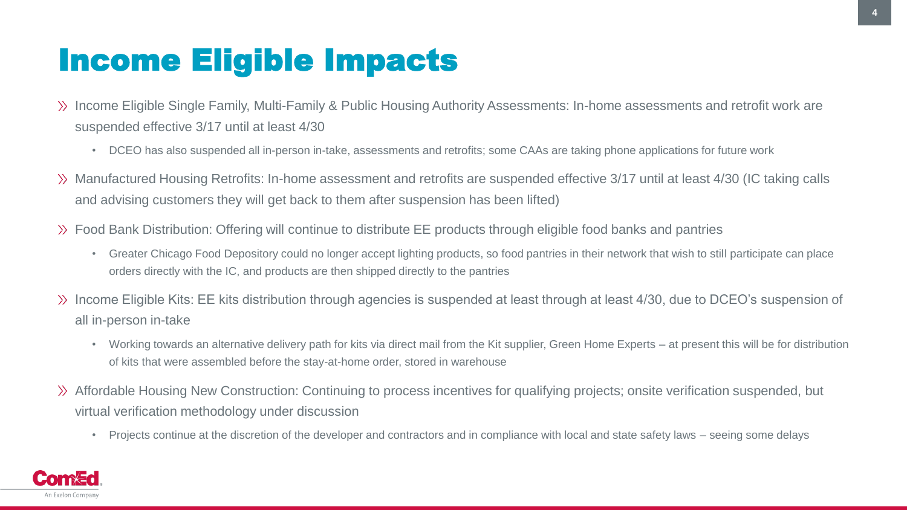# Income Eligible Impacts

- Income Eligible Single Family, Multi-Family & Public Housing Authority Assessments: In-home assessments and retrofit work are suspended effective 3/17 until at least 4/30
  - DCEO has also suspended all in-person in-take, assessments and retrofits; some CAAs are taking phone applications for future work
- Manufactured Housing Retrofits: In-home assessment and retrofits are suspended effective 3/17 until at least 4/30 (IC taking calls and advising customers they will get back to them after suspension has been lifted)
- Food Bank Distribution: Offering will continue to distribute EE products through eligible food banks and pantries
  - Greater Chicago Food Depository could no longer accept lighting products, so food pantries in their network that wish to still participate can place orders directly with the IC, and products are then shipped directly to the pantries
- Income Eligible Kits: EE kits distribution through agencies is suspended at least through at least 4/30, due to DCEO's suspension of all in-person in-take
  - Working towards an alternative delivery path for kits via direct mail from the Kit supplier, Green Home Experts – at present this will be for distribution of kits that were assembled before the stay-at-home order, stored in warehouse
- Affordable Housing New Construction: Continuing to process incentives for qualifying projects; onsite verification suspended, but virtual verification methodology under discussion
  - Projects continue at the discretion of the developer and contractors and in compliance with local and state safety laws – seeing some delays

ComEd. An Exelon Company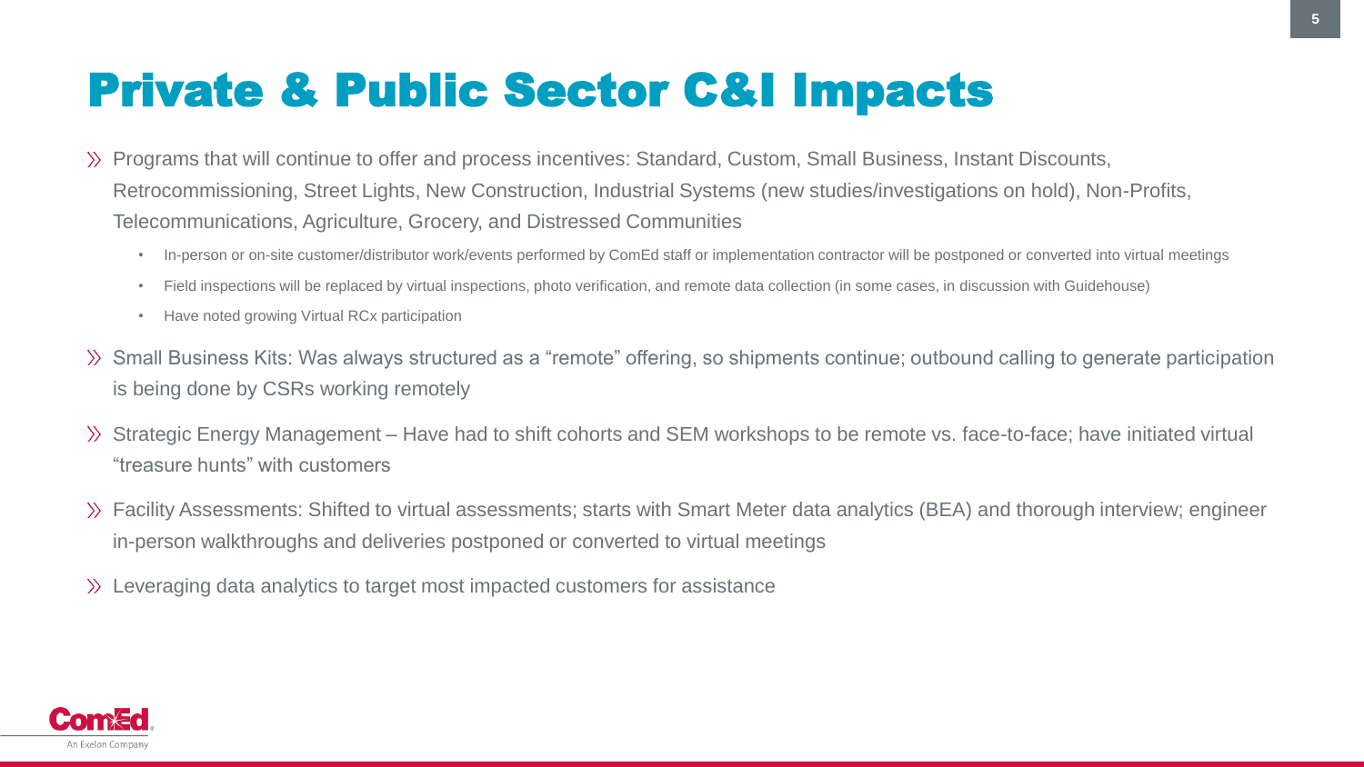# Private & Public Sector C&I Impacts

- Programs that will continue to offer and process incentives: Standard, Custom, Small Business, Instant Discounts, Retrocommissioning, Street Lights, New Construction, Industrial Systems (new studies/investigations on hold), Non-Profits, Telecommunications, Agriculture, Grocery, and Distressed Communities
  - In-person or on-site customer/distributor work/events performed by ComEd staff or implementation contractor will be postponed or converted into virtual meetings
  - Field inspections will be replaced by virtual inspections, photo verification, and remote data collection (in some cases, in discussion with Guidehouse)
  - Have noted growing Virtual RCx participation
- Small Business Kits: Was always structured as a "remote" offering, so shipments continue; outbound calling to generate participation is being done by CSRs working remotely
- Strategic Energy Management – Have had to shift cohorts and SEM workshops to be remote vs. face-to-face; have initiated virtual "treasure hunts" with customers
- Facility Assessments: Shifted to virtual assessments; starts with Smart Meter data analytics (BEA) and thorough interview; engineer in-person walkthroughs and deliveries postponed or converted to virtual meetings
- Leveraging data analytics to target most impacted customers for assistance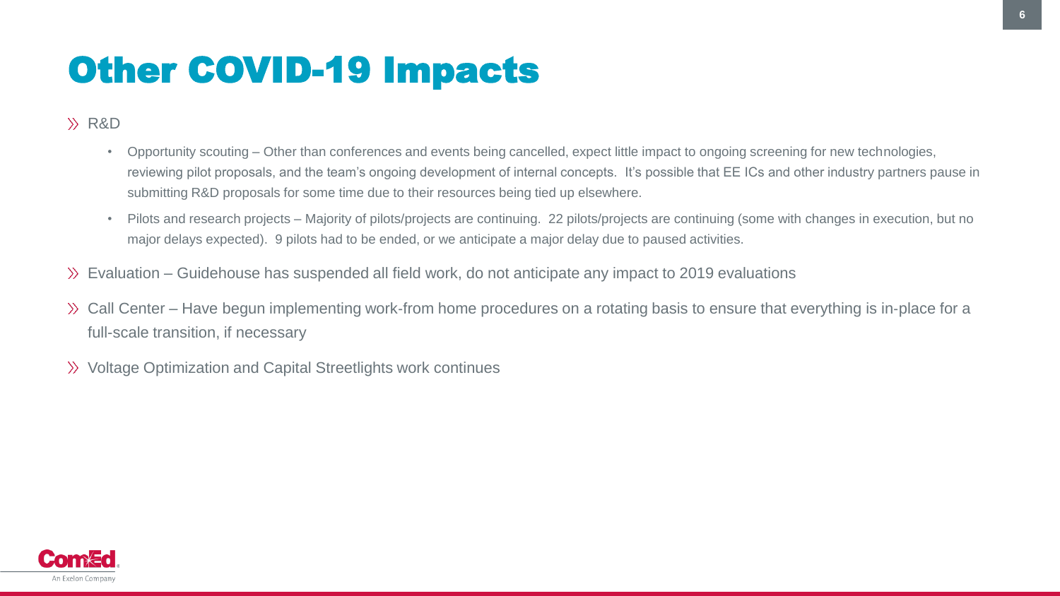# Other COVID-19 Impacts

- R&D
  - Opportunity scouting – Other than conferences and events being cancelled, expect little impact to ongoing screening for new technologies, reviewing pilot proposals, and the team's ongoing development of internal concepts. It's possible that EE ICs and other industry partners pause in submitting R&D proposals for some time due to their resources being tied up elsewhere.
  - Pilots and research projects – Majority of pilots/projects are continuing. 22 pilots/projects are continuing (some with changes in execution, but no major delays expected). 9 pilots had to be ended, or we anticipate a major delay due to paused activities.
- Evaluation – Guidehouse has suspended all field work, do not anticipate any impact to 2019 evaluations
- Call Center – Have begun implementing work-from home procedures on a rotating basis to ensure that everything is in-place for a full-scale transition, if necessary
- Voltage Optimization and Capital Streetlights work continues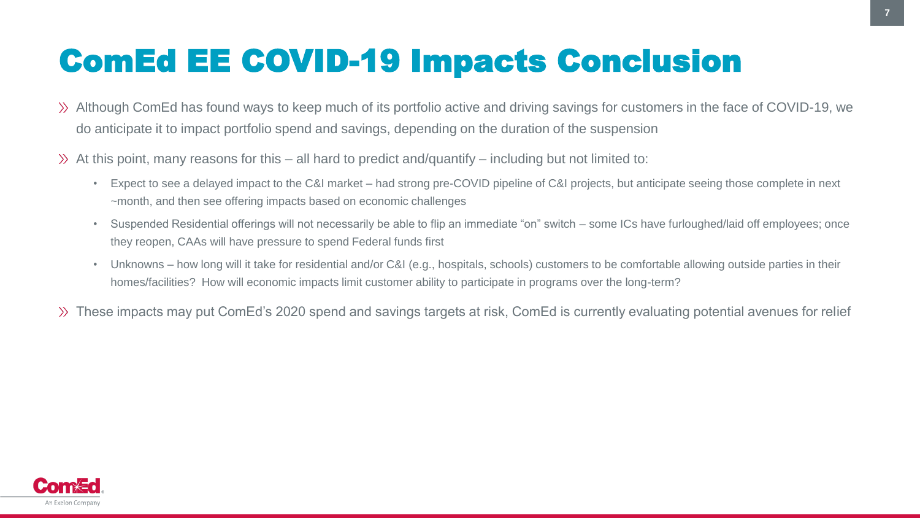# ComEd EE COVID-19 Impacts Conclusion

- Although ComEd has found ways to keep much of its portfolio active and driving savings for customers in the face of COVID-19, we do anticipate it to impact portfolio spend and savings, depending on the duration of the suspension
- At this point, many reasons for this – all hard to predict and/quantify – including but not limited to:
  - Expect to see a delayed impact to the C&I market – had strong pre-COVID pipeline of C&I projects, but anticipate seeing those complete in next ~month, and then see offering impacts based on economic challenges
  - Suspended Residential offerings will not necessarily be able to flip an immediate "on" switch – some ICs have furloughed/laid off employees; once they reopen, CAAs will have pressure to spend Federal funds first
  - Unknowns – how long will it take for residential and/or C&I (e.g., hospitals, schools) customers to be comfortable allowing outside parties in their homes/facilities? How will economic impacts limit customer ability to participate in programs over the long-term?
- These impacts may put ComEd's 2020 spend and savings targets at risk, ComEd is currently evaluating potential avenues for relief